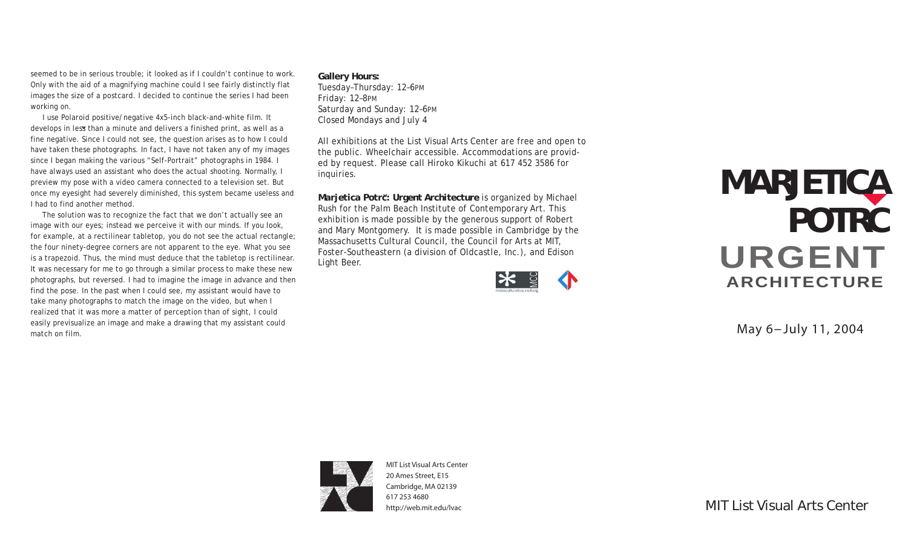seemed to be in serious trouble; it looked as if I couldn't continue to work. Only with the aid of a magnifying machine could I see fairly distinctly flat images the size of a postcard. I decided to continue the series I had been working on.

I use Polaroid positive/negative 4x5-inch black-and-white film. It develops in less than a minute and delivers a finished print, as well as a fine negative. Since I could not see, the question arises as to how I could have taken these photographs. In fact, I have not taken any of my images since I began making the various "Self-Portrait" photographs in 1984. I have always used an assistant who does the actual shooting. Normally, I preview my pose with a video camera connected to a television set. But once my eyesight had severely diminished, this system became useless and I had to find another method.

The solution was to recognize the fact that we don't actually see an image with our eyes; instead we perceive it with our minds. If you look, for example, at a rectilinear tabletop, you do not see the actual rectangle; the four ninety-degree corners are not apparent to the eye. What you see is a trapezoid. Thus, the mind must deduce that the tabletop is rectilinear. It was necessary for me to go through a similar process to make these new photographs, but reversed. I had to imagine the image in advance and then find the pose. In the past when I could see, my assistant would have to take many photographs to match the image on the video, but when I realized that it was more a matter of perception than of sight, I could easily previsualize an image and make a drawing that my assistant could match on film.

**Gallery Hours:**
Tuesday–Thursday: 12–6PM
Friday: 12–8PM
Saturday and Sunday: 12–6PM
Closed Mondays and July 4

All exhibitions at the List Visual Arts Center are free and open to the public. Wheelchair accessible. Accommodations are provided by request. Please call Hiroko Kikuchi at 617 452 3586 for inquiries.

**Marjetica Potrč: Urgent Architecture** is organized by Michael Rush for the Palm Beach Institute of Contemporary Art. This exhibition is made possible by the generous support of Robert and Mary Montgomery. It is made possible in Cambridge by the Massachusetts Cultural Council, the Council for Arts at MIT, Foster-Southeastern (a division of Oldcastle, Inc.), and Edison Light Beer.

MCC
masscultural council.org

MIT List Visual Arts Center
20 Ames Street, E15
Cambridge, MA 02139
617 253 4680
http://web.mit.edu/lvac

# MARJETICA POTRČ
# URGENT
## ARCHITECTURE

May 6 – July 11, 2004

MIT List Visual Arts Center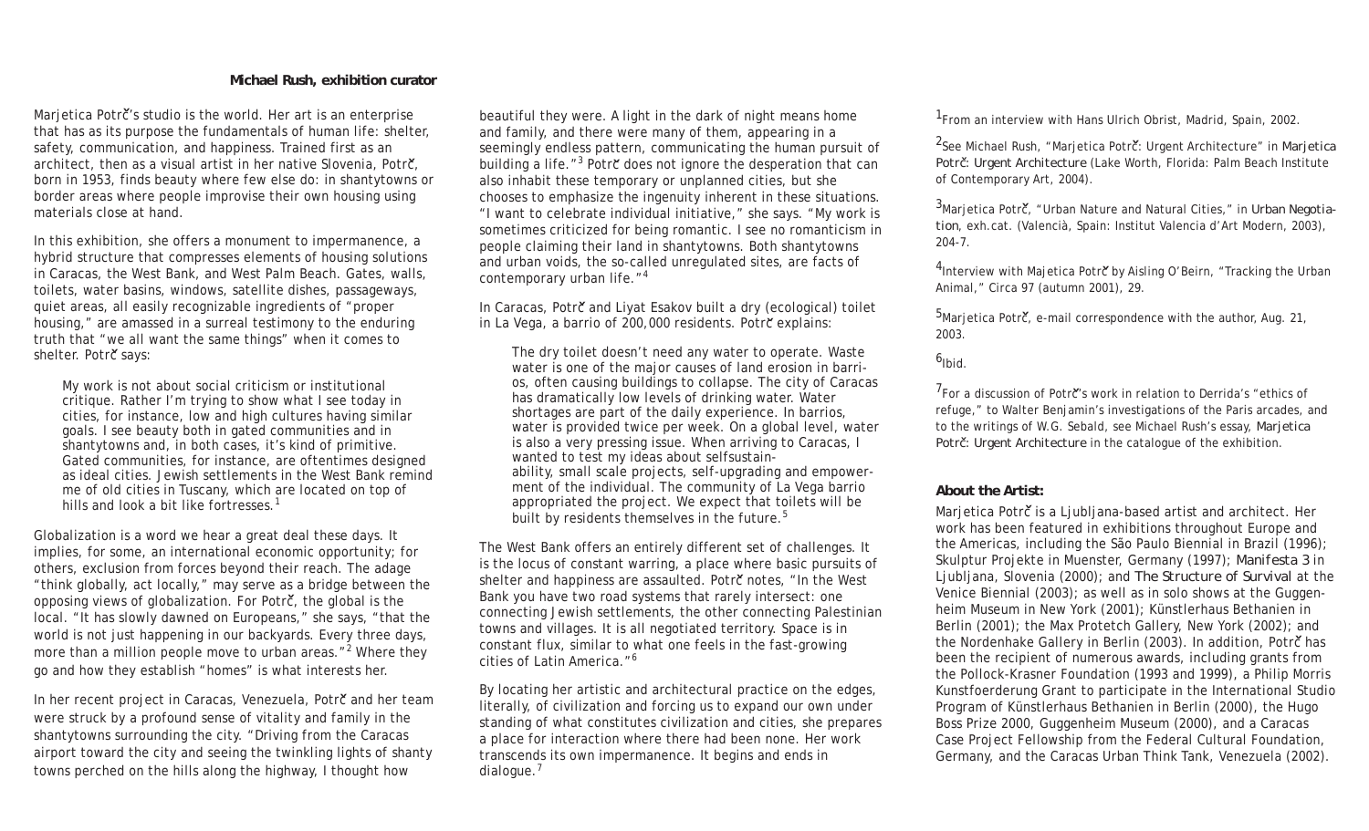**Michael Rush, exhibition curator**

Marjetica Potrč's studio is the world. Her art is an enterprise that has as its purpose the fundamentals of human life: shelter, safety, communication, and happiness. Trained first as an architect, then as a visual artist in her native Slovenia, Potrč, born in 1953, finds beauty where few else do: in shantytowns or border areas where people improvise their own housing using materials close at hand.

In this exhibition, she offers a monument to impermanence, a hybrid structure that compresses elements of housing solutions in Caracas, the West Bank, and West Palm Beach. Gates, walls, toilets, water basins, windows, satellite dishes, passageways, quiet areas, all easily recognizable ingredients of "proper housing," are amassed in a surreal testimony to the enduring truth that "we all want the same things" when it comes to shelter. Potrč says:

> My work is not about social criticism or institutional critique. Rather I'm trying to show what I see today in cities, for instance, low and high cultures having similar goals. I see beauty both in gated communities and in shantytowns and, in both cases, it's kind of primitive. Gated communities, for instance, are oftentimes designed as ideal cities. Jewish settlements in the West Bank remind me of old cities in Tuscany, which are located on top of hills and look a bit like fortresses.[1]

Globalization is a word we hear a great deal these days. It implies, for some, an international economic opportunity; for others, exclusion from forces beyond their reach. The adage "think globally, act locally," may serve as a bridge between the opposing views of globalization. For Potrč, the global is the local. "It has slowly dawned on Europeans," she says, "that the world is not just happening in our backyards. Every three days, more than a million people move to urban areas."[2] Where they go and how they establish "homes" is what interests her.

In her recent project in Caracas, Venezuela, Potrč and her team were struck by a profound sense of vitality and family in the shantytowns surrounding the city. "Driving from the Caracas airport toward the city and seeing the twinkling lights of shanty towns perched on the hills along the highway, I thought how beautiful they were. A light in the dark of night means home and family, and there were many of them, appearing in a seemingly endless pattern, communicating the human pursuit of building a life."[3] Potrč does not ignore the desperation that can also inhabit these temporary or unplanned cities, but she chooses to emphasize the ingenuity inherent in these situations. "I want to celebrate individual initiative," she says. "My work is sometimes criticized for being romantic. I see no romanticism in people claiming their land in shantytowns. Both shantytowns and urban voids, the so-called unregulated sites, are facts of contemporary urban life."[4]

In Caracas, Potrč and Liyat Esakov built a dry (ecological) toilet in La Vega, a barrio of 200,000 residents. Potrč explains:

> The dry toilet doesn't need any water to operate. Waste water is one of the major causes of land erosion in barrios, often causing buildings to collapse. The city of Caracas has dramatically low levels of drinking water. Water shortages are part of the daily experience. In barrios, water is provided twice per week. On a global level, water is also a very pressing issue. When arriving to Caracas, I wanted to test my ideas about selfsustainability, small scale projects, self-upgrading and empowerment of the individual. The community of La Vega barrio appropriated the project. We expect that toilets will be built by residents themselves in the future.[5]

The West Bank offers an entirely different set of challenges. It is the locus of constant warring, a place where basic pursuits of shelter and happiness are assaulted. Potrč notes, "In the West Bank you have two road systems that rarely intersect: one connecting Jewish settlements, the other connecting Palestinian towns and villages. It is all negotiated territory. Space is in constant flux, similar to what one feels in the fast-growing cities of Latin America."[6]

By locating her artistic and architectural practice on the edges, literally, of civilization and forcing us to expand our own understanding of what constitutes civilization and cities, she prepares a place for interaction where there had been none. Her work transcends its own impermanence. It begins and ends in dialogue.[7]

[1] From an interview with Hans Ulrich Obrist, Madrid, Spain, 2002.

[2] See Michael Rush, "Marjetica Potrč: Urgent Architecture" in *Marjetica Potrč: Urgent Architecture* (Lake Worth, Florida: Palm Beach Institute of Contemporary Art, 2004).

[3] Marjetica Potrč, "Urban Nature and Natural Cities," in *Urban Negotiation*, exh.cat. (Valencià, Spain: Institut Valencia d'Art Modern, 2003), 204-7.

[4] Interview with Majetica Potrč by Aisling O'Beirn, "Tracking the Urban Animal," Circa 97 (autumn 2001), 29.

[5] Marjetica Potrč, e-mail correspondence with the author, Aug. 21, 2003.

[6] Ibid.

[7] For a discussion of Potrč's work in relation to Derrida's "ethics of refuge," to Walter Benjamin's investigations of the Paris arcades, and to the writings of W.G. Sebald, see Michael Rush's essay, *Marjetica Potrč: Urgent Architecture* in the catalogue of the exhibition.

**About the Artist:**

Marjetica Potrč is a Ljubljana-based artist and architect. Her work has been featured in exhibitions throughout Europe and the Americas, including the São Paulo Biennial in Brazil (1996); Skulptur Projekte in Muenster, Germany (1997); *Manifesta 3* in Ljubljana, Slovenia (2000); and *The Structure of Survival* at the Venice Biennial (2003); as well as in solo shows at the Guggenheim Museum in New York (2001); Künstlerhaus Bethanien in Berlin (2001); the Max Protetch Gallery, New York (2002); and the Nordenhake Gallery in Berlin (2003). In addition, Potrč has been the recipient of numerous awards, including grants from the Pollock-Krasner Foundation (1993 and 1999), a Philip Morris Kunstfoerderung Grant to participate in the International Studio Program of Künstlerhaus Bethanien in Berlin (2000), the Hugo Boss Prize 2000, Guggenheim Museum (2000), and a Caracas Case Project Fellowship from the Federal Cultural Foundation, Germany, and the Caracas Urban Think Tank, Venezuela (2002).